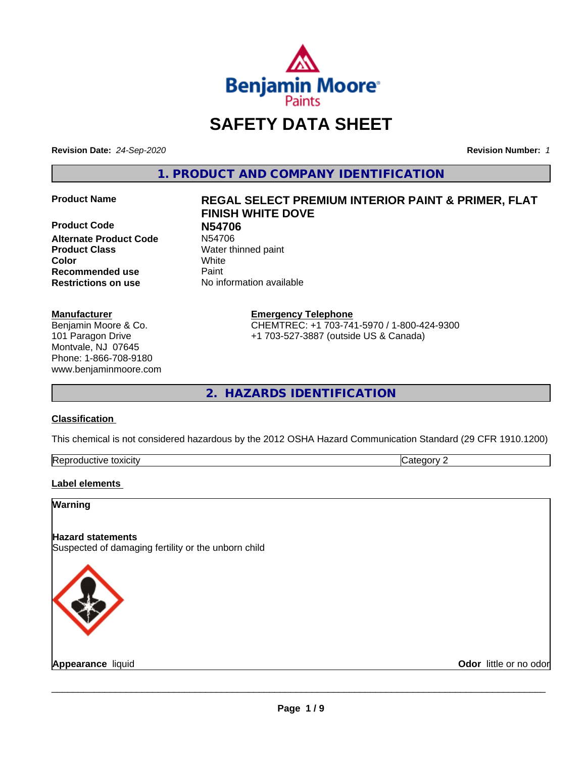# SAFETY DATA SHEET

**Revision Date:** *24-Sep-2020*

**Revision Number:** *1*

## 1. PRODUCT AND COMPANY IDENTIFICATION

| | |
|---|---|
| **Product Name** | **REGAL SELECT PREMIUM INTERIOR PAINT & PRIMER, FLAT FINISH WHITE DOVE** |
| **Product Code** | **N54706** |
| **Alternate Product Code** | N54706 |
| **Product Class** | Water thinned paint |
| **Color** | White |
| **Recommended use** | Paint |
| **Restrictions on use** | No information available |

**Manufacturer**
Benjamin Moore & Co.
101 Paragon Drive
Montvale, NJ 07645
Phone: 1-866-708-9180
www.benjaminmoore.com

**Emergency Telephone**
CHEMTREC: +1 703-741-5970 / 1-800-424-9300
+1 703-527-3887 (outside US & Canada)

## 2. HAZARDS IDENTIFICATION

### Classification

This chemical is not considered hazardous by the 2012 OSHA Hazard Communication Standard (29 CFR 1910.1200)

| Reproductive toxicity | Category 2 |
|---|---|

### Label elements

**Warning**

**Hazard statements**
Suspected of damaging fertility or the unborn child

**Appearance** liquid

**Odor** little or no odor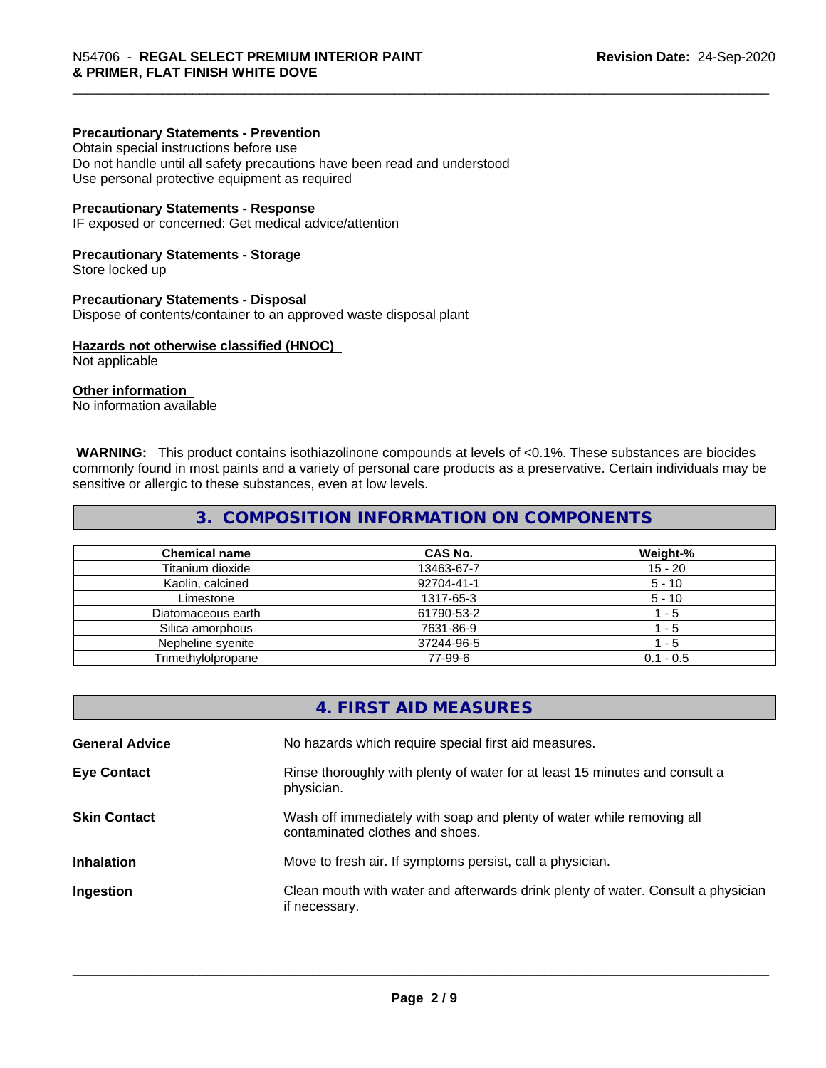**Precautionary Statements - Prevention**
Obtain special instructions before use
Do not handle until all safety precautions have been read and understood
Use personal protective equipment as required

**Precautionary Statements - Response**
IF exposed or concerned: Get medical advice/attention

**Precautionary Statements - Storage**
Store locked up

**Precautionary Statements - Disposal**
Dispose of contents/container to an approved waste disposal plant

**Hazards not otherwise classified (HNOC)**
Not applicable

**Other information**
No information available

**WARNING:** This product contains isothiazolinone compounds at levels of <0.1%. These substances are biocides commonly found in most paints and a variety of personal care products as a preservative. Certain individuals may be sensitive or allergic to these substances, even at low levels.

## 3. COMPOSITION INFORMATION ON COMPONENTS

| Chemical name | CAS No. | Weight-% |
|---|---|---|
| Titanium dioxide | 13463-67-7 | 15 - 20 |
| Kaolin, calcined | 92704-41-1 | 5 - 10 |
| Limestone | 1317-65-3 | 5 - 10 |
| Diatomaceous earth | 61790-53-2 | 1 - 5 |
| Silica amorphous | 7631-86-9 | 1 - 5 |
| Nepheline syenite | 37244-96-5 | 1 - 5 |
| Trimethylolpropane | 77-99-6 | 0.1 - 0.5 |

## 4. FIRST AID MEASURES

**General Advice** No hazards which require special first aid measures.

**Eye Contact** Rinse thoroughly with plenty of water for at least 15 minutes and consult a physician.

**Skin Contact** Wash off immediately with soap and plenty of water while removing all contaminated clothes and shoes.

**Inhalation** Move to fresh air. If symptoms persist, call a physician.

**Ingestion** Clean mouth with water and afterwards drink plenty of water. Consult a physician if necessary.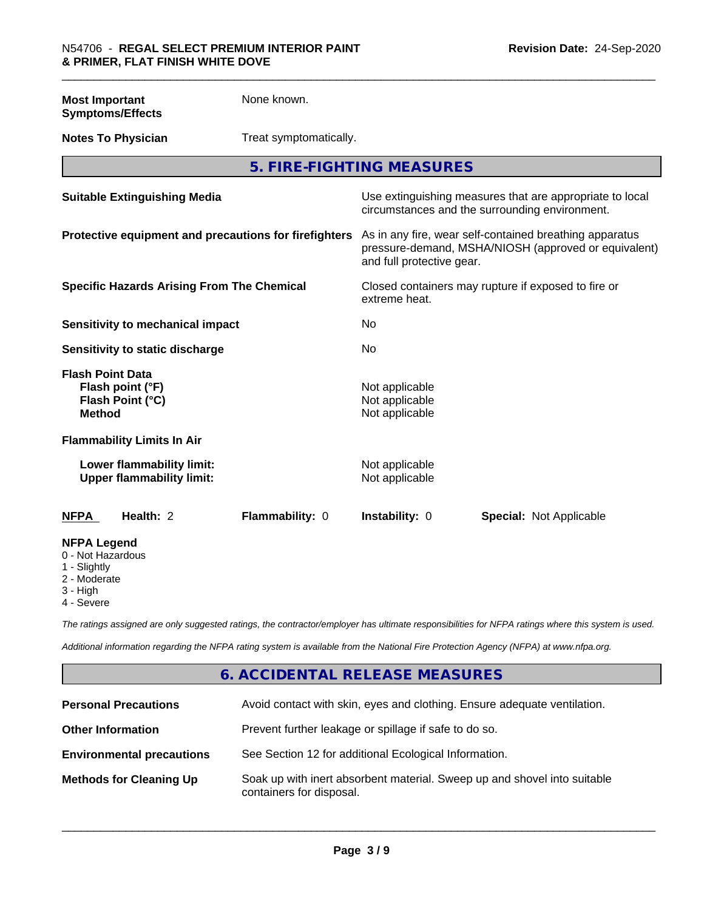| | |
|---|---|
| **Most Important Symptoms/Effects** | None known. |
| **Notes To Physician** | Treat symptomatically. |

## 5. FIRE-FIGHTING MEASURES

| | |
|---|---|
| **Suitable Extinguishing Media** | Use extinguishing measures that are appropriate to local circumstances and the surrounding environment. |
| **Protective equipment and precautions for firefighters** | As in any fire, wear self-contained breathing apparatus pressure-demand, MSHA/NIOSH (approved or equivalent) and full protective gear. |
| **Specific Hazards Arising From The Chemical** | Closed containers may rupture if exposed to fire or extreme heat. |
| **Sensitivity to mechanical impact** | No |
| **Sensitivity to static discharge** | No |

**Flash Point Data**

| | |
|---|---|
| **Flash point (°F)** | Not applicable |
| **Flash Point (°C)** | Not applicable |
| **Method** | Not applicable |

**Flammability Limits In Air**

| | |
|---|---|
| **Lower flammability limit:** | Not applicable |
| **Upper flammability limit:** | Not applicable |

| **NFPA** | **Health:** 2 | **Flammability:** 0 | **Instability:** 0 | **Special:** Not Applicable |
|---|---|---|---|---|

**NFPA Legend**

- 0 - Not Hazardous
- 1 - Slightly
- 2 - Moderate
- 3 - High
- 4 - Severe

*The ratings assigned are only suggested ratings, the contractor/employer has ultimate responsibilities for NFPA ratings where this system is used.*

*Additional information regarding the NFPA rating system is available from the National Fire Protection Agency (NFPA) at www.nfpa.org.*

## 6. ACCIDENTAL RELEASE MEASURES

| | |
|---|---|
| **Personal Precautions** | Avoid contact with skin, eyes and clothing. Ensure adequate ventilation. |
| **Other Information** | Prevent further leakage or spillage if safe to do so. |
| **Environmental precautions** | See Section 12 for additional Ecological Information. |
| **Methods for Cleaning Up** | Soak up with inert absorbent material. Sweep up and shovel into suitable containers for disposal. |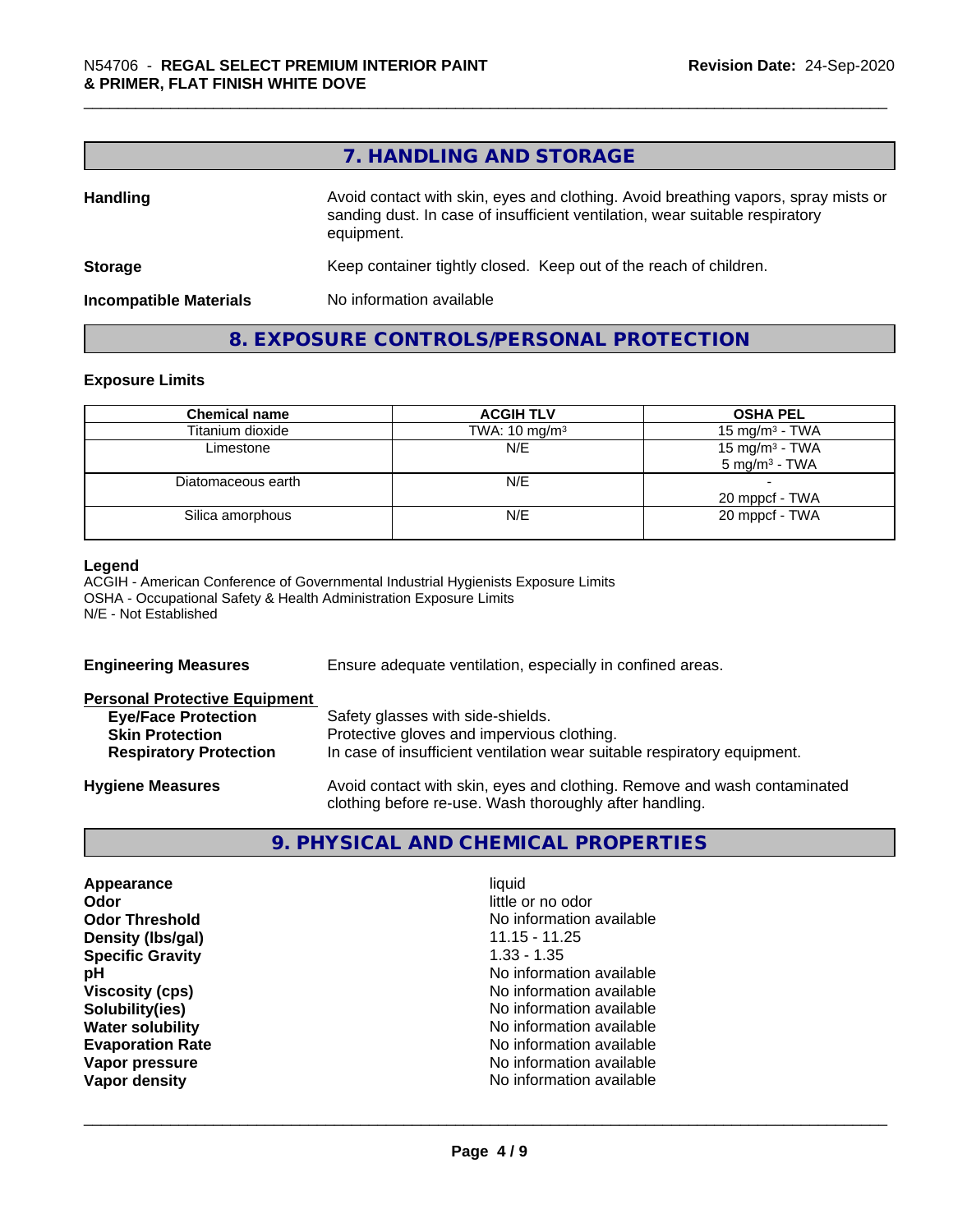## 7. HANDLING AND STORAGE

**Handling** Avoid contact with skin, eyes and clothing. Avoid breathing vapors, spray mists or sanding dust. In case of insufficient ventilation, wear suitable respiratory equipment.

**Storage** Keep container tightly closed. Keep out of the reach of children.

**Incompatible Materials** No information available

## 8. EXPOSURE CONTROLS/PERSONAL PROTECTION

### Exposure Limits

| Chemical name | ACGIH TLV | OSHA PEL |
| --- | --- | --- |
| Titanium dioxide | TWA: 10 mg/m³ | 15 mg/m³ - TWA |
| Limestone | N/E | 15 mg/m³ - TWA<br>5 mg/m³ - TWA |
| Diatomaceous earth | N/E | -<br>20 mppcf - TWA |
| Silica amorphous | N/E | 20 mppcf - TWA |

**Legend**
ACGIH - American Conference of Governmental Industrial Hygienists Exposure Limits
OSHA - Occupational Safety & Health Administration Exposure Limits
N/E - Not Established

**Engineering Measures** Ensure adequate ventilation, especially in confined areas.

**Personal Protective Equipment**

- **Eye/Face Protection** Safety glasses with side-shields.
- **Skin Protection** Protective gloves and impervious clothing.
- **Respiratory Protection** In case of insufficient ventilation wear suitable respiratory equipment.

**Hygiene Measures** Avoid contact with skin, eyes and clothing. Remove and wash contaminated clothing before re-use. Wash thoroughly after handling.

## 9. PHYSICAL AND CHEMICAL PROPERTIES

| | |
| --- | --- |
| **Appearance** | liquid |
| **Odor** | little or no odor |
| **Odor Threshold** | No information available |
| **Density (lbs/gal)** | 11.15 - 11.25 |
| **Specific Gravity** | 1.33 - 1.35 |
| **pH** | No information available |
| **Viscosity (cps)** | No information available |
| **Solubility(ies)** | No information available |
| **Water solubility** | No information available |
| **Evaporation Rate** | No information available |
| **Vapor pressure** | No information available |
| **Vapor density** | No information available |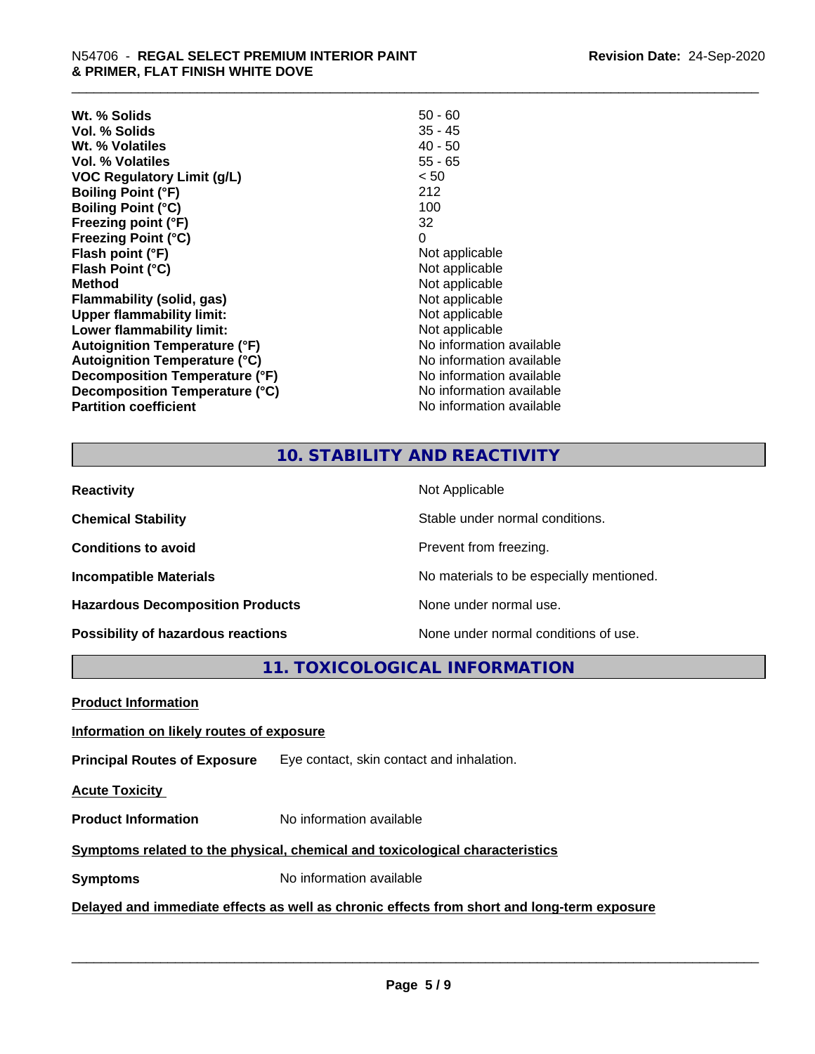| | |
|---|---|
| **Wt. % Solids** | 50 - 60 |
| **Vol. % Solids** | 35 - 45 |
| **Wt. % Volatiles** | 40 - 50 |
| **Vol. % Volatiles** | 55 - 65 |
| **VOC Regulatory Limit (g/L)** | < 50 |
| **Boiling Point (°F)** | 212 |
| **Boiling Point (°C)** | 100 |
| **Freezing point (°F)** | 32 |
| **Freezing Point (°C)** | 0 |
| **Flash point (°F)** | Not applicable |
| **Flash Point (°C)** | Not applicable |
| **Method** | Not applicable |
| **Flammability (solid, gas)** | Not applicable |
| **Upper flammability limit:** | Not applicable |
| **Lower flammability limit:** | Not applicable |
| **Autoignition Temperature (°F)** | No information available |
| **Autoignition Temperature (°C)** | No information available |
| **Decomposition Temperature (°F)** | No information available |
| **Decomposition Temperature (°C)** | No information available |
| **Partition coefficient** | No information available |

## 10. STABILITY AND REACTIVITY

| | |
|---|---|
| **Reactivity** | Not Applicable |
| **Chemical Stability** | Stable under normal conditions. |
| **Conditions to avoid** | Prevent from freezing. |
| **Incompatible Materials** | No materials to be especially mentioned. |
| **Hazardous Decomposition Products** | None under normal use. |
| **Possibility of hazardous reactions** | None under normal conditions of use. |

## 11. TOXICOLOGICAL INFORMATION

**Product Information**

**Information on likely routes of exposure**

**Principal Routes of Exposure** Eye contact, skin contact and inhalation.

**Acute Toxicity**

**Product Information** No information available

**Symptoms related to the physical, chemical and toxicological characteristics**

**Symptoms** No information available

**Delayed and immediate effects as well as chronic effects from short and long-term exposure**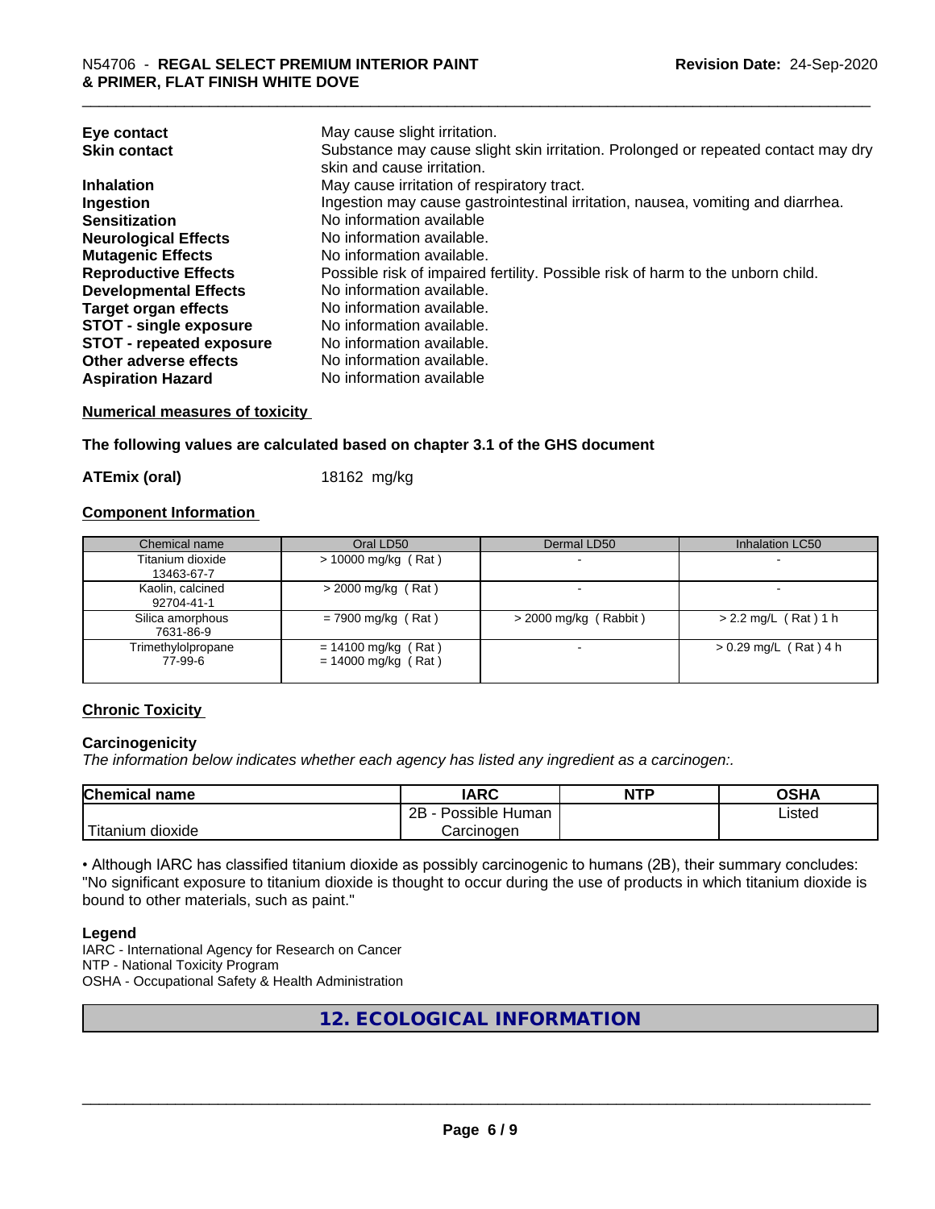| | |
|---|---|
| **Eye contact** | May cause slight irritation. |
| **Skin contact** | Substance may cause slight skin irritation. Prolonged or repeated contact may dry skin and cause irritation. |
| **Inhalation** | May cause irritation of respiratory tract. |
| **Ingestion** | Ingestion may cause gastrointestinal irritation, nausea, vomiting and diarrhea. |
| **Sensitization** | No information available |
| **Neurological Effects** | No information available. |
| **Mutagenic Effects** | No information available. |
| **Reproductive Effects** | Possible risk of impaired fertility. Possible risk of harm to the unborn child. |
| **Developmental Effects** | No information available. |
| **Target organ effects** | No information available. |
| **STOT - single exposure** | No information available. |
| **STOT - repeated exposure** | No information available. |
| **Other adverse effects** | No information available. |
| **Aspiration Hazard** | No information available |

**Numerical measures of toxicity**

**The following values are calculated based on chapter 3.1 of the GHS document**

**ATEmix (oral)** 18162 mg/kg

**Component Information**

| Chemical name | Oral LD50 | Dermal LD50 | Inhalation LC50 |
|---|---|---|---|
| Titanium dioxide 13463-67-7 | > 10000 mg/kg ( Rat ) | - | - |
| Kaolin, calcined 92704-41-1 | > 2000 mg/kg ( Rat ) | - | - |
| Silica amorphous 7631-86-9 | = 7900 mg/kg ( Rat ) | > 2000 mg/kg ( Rabbit ) | > 2.2 mg/L ( Rat ) 1 h |
| Trimethylolpropane 77-99-6 | = 14100 mg/kg ( Rat ) = 14000 mg/kg ( Rat ) | - | > 0.29 mg/L ( Rat ) 4 h |

**Chronic Toxicity**

**Carcinogenicity**

*The information below indicates whether each agency has listed any ingredient as a carcinogen:.*

| Chemical name | IARC | NTP | OSHA |
|---|---|---|---|
| Titanium dioxide | 2B - Possible Human Carcinogen | | Listed |

• Although IARC has classified titanium dioxide as possibly carcinogenic to humans (2B), their summary concludes: "No significant exposure to titanium dioxide is thought to occur during the use of products in which titanium dioxide is bound to other materials, such as paint."

**Legend**

IARC - International Agency for Research on Cancer
NTP - National Toxicity Program
OSHA - Occupational Safety & Health Administration

# 12. ECOLOGICAL INFORMATION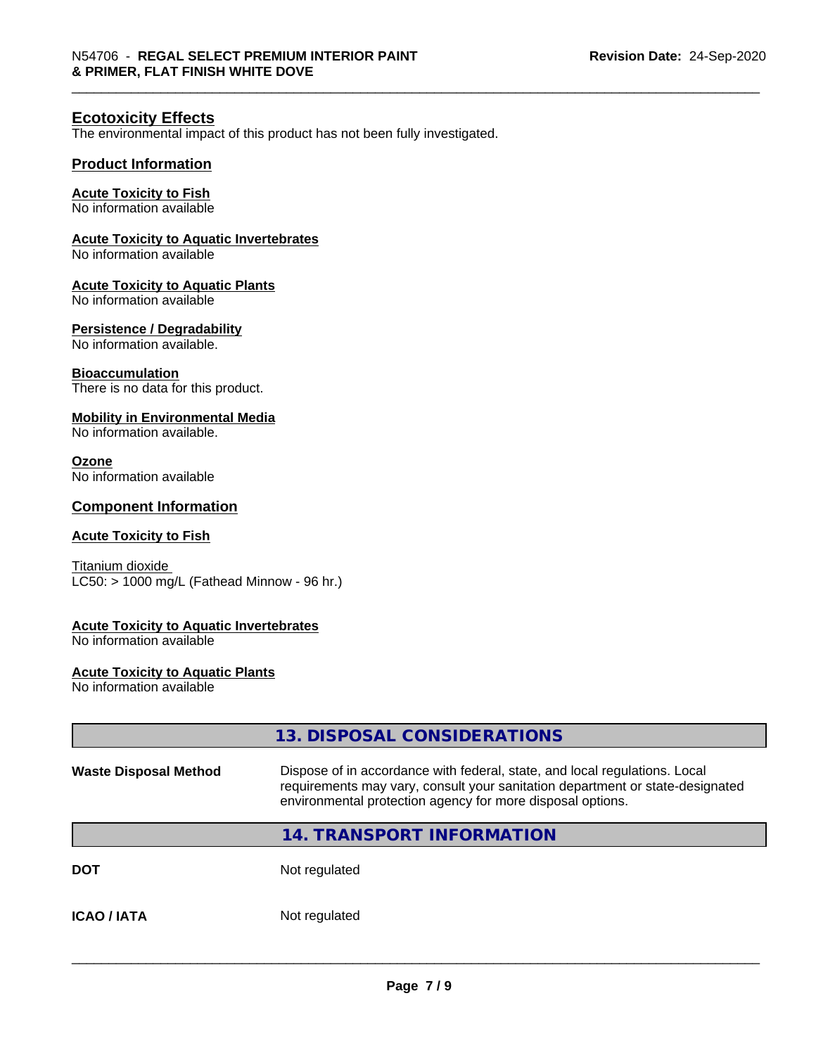## Ecotoxicity Effects

The environmental impact of this product has not been fully investigated.

### Product Information

**Acute Toxicity to Fish**
No information available

**Acute Toxicity to Aquatic Invertebrates**
No information available

**Acute Toxicity to Aquatic Plants**
No information available

**Persistence / Degradability**
No information available.

**Bioaccumulation**
There is no data for this product.

**Mobility in Environmental Media**
No information available.

**Ozone**
No information available

### Component Information

**Acute Toxicity to Fish**

Titanium dioxide
LC50: > 1000 mg/L (Fathead Minnow - 96 hr.)

**Acute Toxicity to Aquatic Invertebrates**
No information available

**Acute Toxicity to Aquatic Plants**
No information available

## 13. DISPOSAL CONSIDERATIONS

| | |
|---|---|
| **Waste Disposal Method** | Dispose of in accordance with federal, state, and local regulations. Local requirements may vary, consult your sanitation department or state-designated environmental protection agency for more disposal options. |

## 14. TRANSPORT INFORMATION

| | |
|---|---|
| **DOT** | Not regulated |
| **ICAO / IATA** | Not regulated |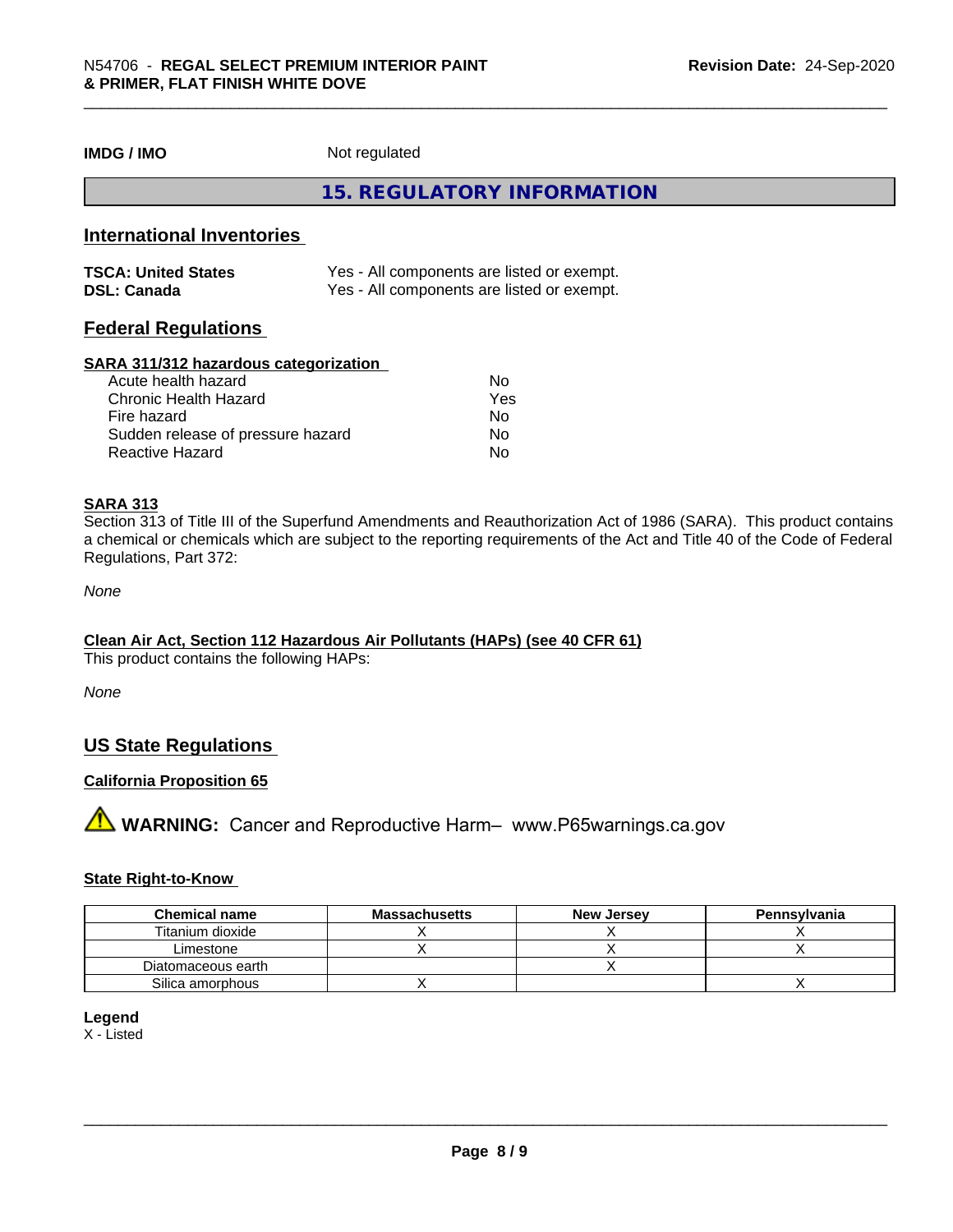**IMDG / IMO** Not regulated

## 15. REGULATORY INFORMATION

### International Inventories

| | |
|---|---|
| **TSCA: United States** | Yes - All components are listed or exempt. |
| **DSL: Canada** | Yes - All components are listed or exempt. |

### Federal Regulations

**SARA 311/312 hazardous categorization**

| | |
|---|---|
| Acute health hazard | No |
| Chronic Health Hazard | Yes |
| Fire hazard | No |
| Sudden release of pressure hazard | No |
| Reactive Hazard | No |

**SARA 313**

Section 313 of Title III of the Superfund Amendments and Reauthorization Act of 1986 (SARA). This product contains a chemical or chemicals which are subject to the reporting requirements of the Act and Title 40 of the Code of Federal Regulations, Part 372:

*None*

**Clean Air Act, Section 112 Hazardous Air Pollutants (HAPs) (see 40 CFR 61)**

This product contains the following HAPs:

*None*

### US State Regulations

**California Proposition 65**

**WARNING:** Cancer and Reproductive Harm– www.P65warnings.ca.gov

**State Right-to-Know**

| Chemical name | Massachusetts | New Jersey | Pennsylvania |
|---|---|---|---|
| Titanium dioxide | X | X | X |
| Limestone | X | X | X |
| Diatomaceous earth | | X | |
| Silica amorphous | X | | X |

**Legend**
X - Listed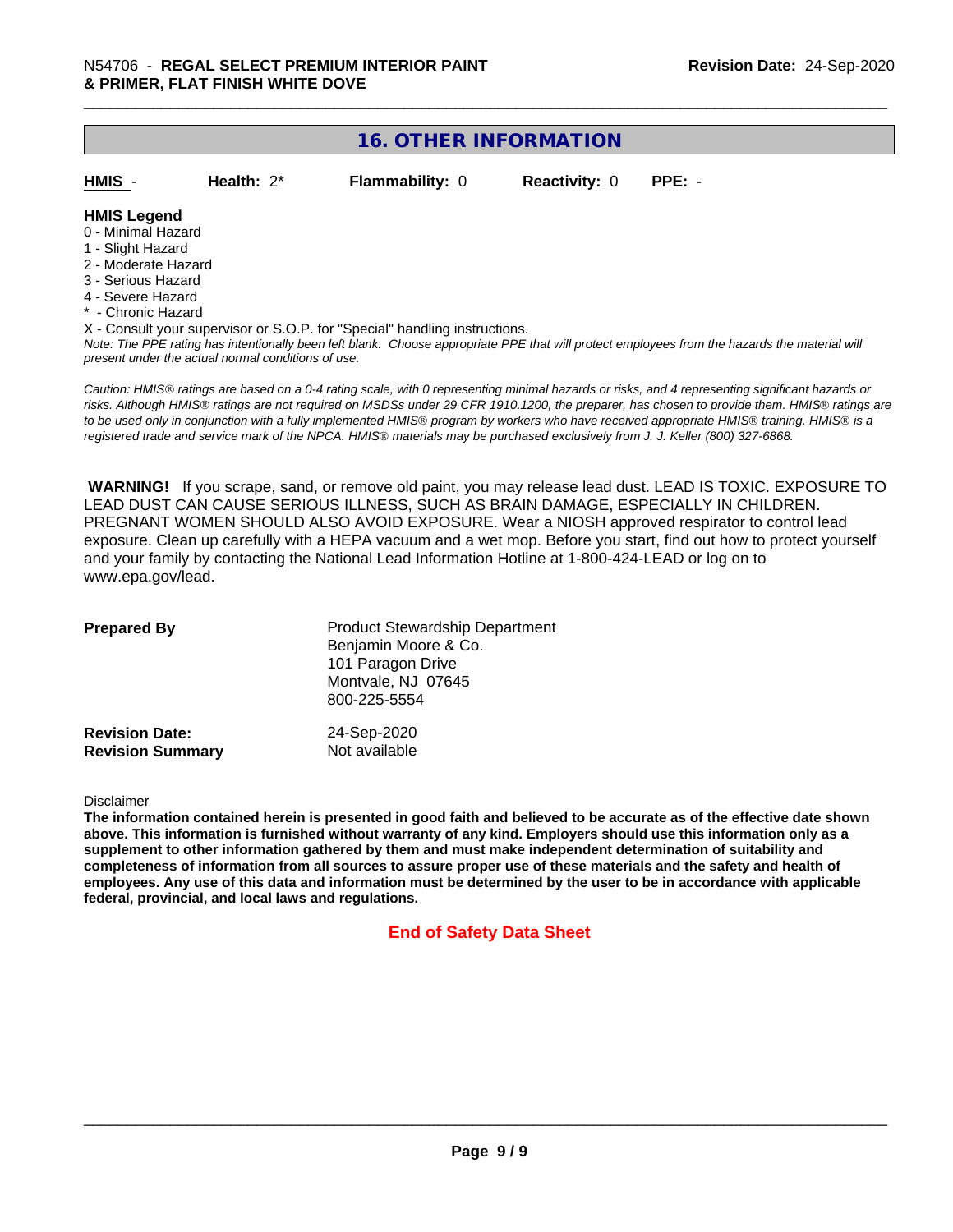## 16. OTHER INFORMATION

| HMIS - | Health: 2* | Flammability: 0 | Reactivity: 0 | PPE: - |
| --- | --- | --- | --- | --- |

**HMIS Legend**
0 - Minimal Hazard
1 - Slight Hazard
2 - Moderate Hazard
3 - Serious Hazard
4 - Severe Hazard
* - Chronic Hazard
X - Consult your supervisor or S.O.P. for "Special" handling instructions.

*Note: The PPE rating has intentionally been left blank. Choose appropriate PPE that will protect employees from the hazards the material will present under the actual normal conditions of use.*

*Caution: HMIS® ratings are based on a 0-4 rating scale, with 0 representing minimal hazards or risks, and 4 representing significant hazards or risks. Although HMIS® ratings are not required on MSDSs under 29 CFR 1910.1200, the preparer, has chosen to provide them. HMIS® ratings are to be used only in conjunction with a fully implemented HMIS® program by workers who have received appropriate HMIS® training. HMIS® is a registered trade and service mark of the NPCA. HMIS® materials may be purchased exclusively from J. J. Keller (800) 327-6868.*

**WARNING!** If you scrape, sand, or remove old paint, you may release lead dust. LEAD IS TOXIC. EXPOSURE TO LEAD DUST CAN CAUSE SERIOUS ILLNESS, SUCH AS BRAIN DAMAGE, ESPECIALLY IN CHILDREN. PREGNANT WOMEN SHOULD ALSO AVOID EXPOSURE. Wear a NIOSH approved respirator to control lead exposure. Clean up carefully with a HEPA vacuum and a wet mop. Before you start, find out how to protect yourself and your family by contacting the National Lead Information Hotline at 1-800-424-LEAD or log on to www.epa.gov/lead.

**Prepared By**
Product Stewardship Department
Benjamin Moore & Co.
101 Paragon Drive
Montvale, NJ 07645
800-225-5554

**Revision Date:** 24-Sep-2020
**Revision Summary** Not available

Disclaimer

**The information contained herein is presented in good faith and believed to be accurate as of the effective date shown above. This information is furnished without warranty of any kind. Employers should use this information only as a supplement to other information gathered by them and must make independent determination of suitability and completeness of information from all sources to assure proper use of these materials and the safety and health of employees. Any use of this data and information must be determined by the user to be in accordance with applicable federal, provincial, and local laws and regulations.**

**End of Safety Data Sheet**